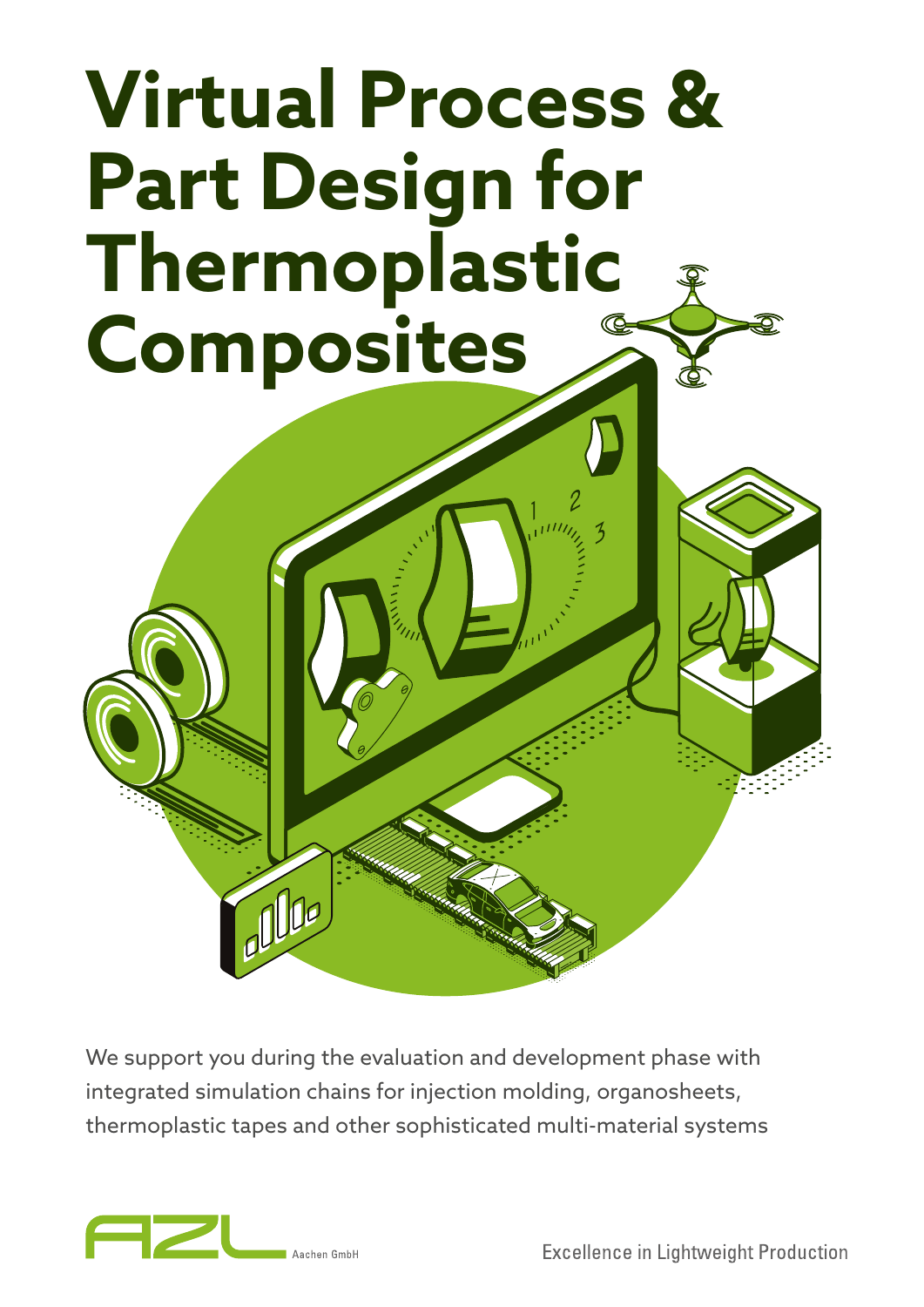# Virtual Process & Part Design for Thermoplastic Composites

We support you during the evaluation and development phase with integrated simulation chains for injection molding, organosheets, thermoplastic tapes and other sophisticated multi-material systems

AZL Aachen GmbH

Excellence in Lightweight Production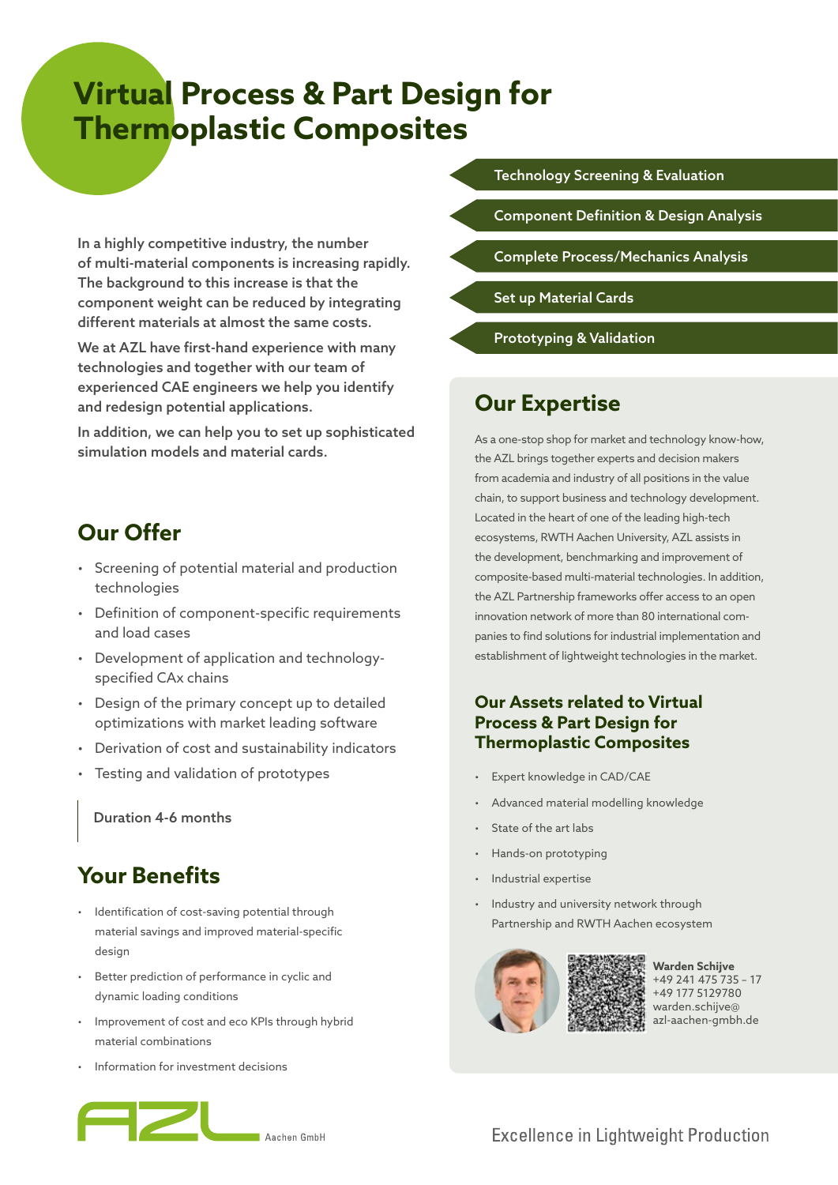# Virtual Process & Part Design for Thermoplastic Composites

- Technology Screening & Evaluation
- Component Definition & Design Analysis
- Complete Process/Mechanics Analysis
- Set up Material Cards
- Prototyping & Validation

In a highly competitive industry, the number of multi-material components is increasing rapidly. The background to this increase is that the component weight can be reduced by integrating different materials at almost the same costs.

We at AZL have first-hand experience with many technologies and together with our team of experienced CAE engineers we help you identify and redesign potential applications.

In addition, we can help you to set up sophisticated simulation models and material cards.

## Our Offer

- Screening of potential material and production technologies
- Definition of component-specific requirements and load cases
- Development of application and technology-specified CAx chains
- Design of the primary concept up to detailed optimizations with market leading software
- Derivation of cost and sustainability indicators
- Testing and validation of prototypes

Duration 4-6 months

## Your Benefits

- Identification of cost-saving potential through material savings and improved material-specific design
- Better prediction of performance in cyclic and dynamic loading conditions
- Improvement of cost and eco KPIs through hybrid material combinations
- Information for investment decisions

## Our Expertise

As a one-stop shop for market and technology know-how, the AZL brings together experts and decision makers from academia and industry of all positions in the value chain, to support business and technology development. Located in the heart of one of the leading high-tech ecosystems, RWTH Aachen University, AZL assists in the development, benchmarking and improvement of composite-based multi-material technologies. In addition, the AZL Partnership frameworks offer access to an open innovation network of more than 80 international companies to find solutions for industrial implementation and establishment of lightweight technologies in the market.

### Our Assets related to Virtual Process & Part Design for Thermoplastic Composites

- Expert knowledge in CAD/CAE
- Advanced material modelling knowledge
- State of the art labs
- Hands-on prototyping
- Industrial expertise
- Industry and university network through Partnership and RWTH Aachen ecosystem

**Warden Schijve**
+49 241 475 735 – 17
+49 177 5129780
warden.schijve@
azl-aachen-gmbh.de

AZL Aachen GmbH

Excellence in Lightweight Production